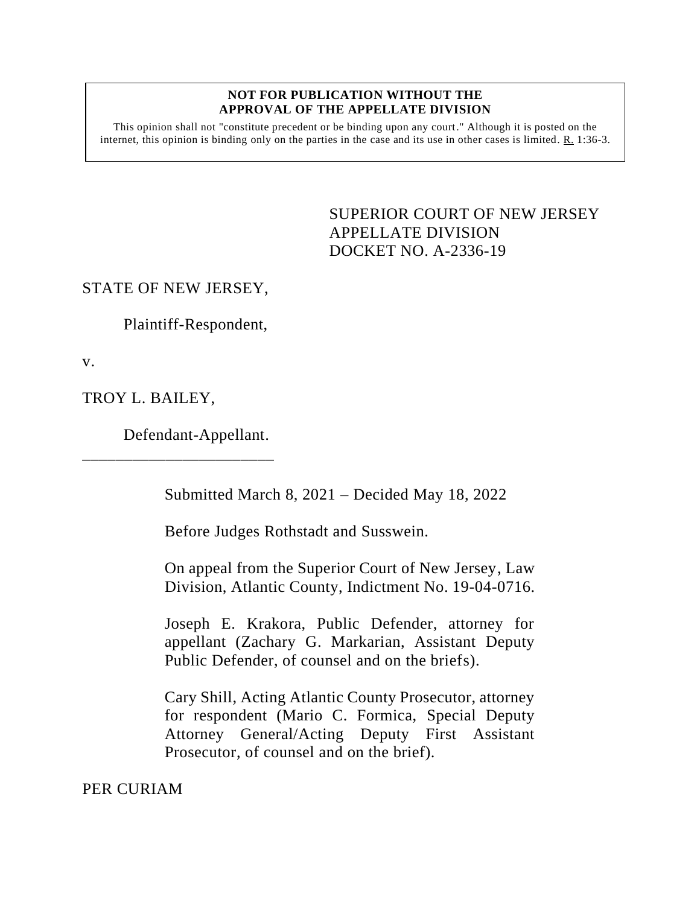**NOT FOR PUBLICATION WITHOUT THE APPROVAL OF THE APPELLATE DIVISION**

This opinion shall not "constitute precedent or be binding upon any court." Although it is posted on the internet, this opinion is binding only on the parties in the case and its use in other cases is limited. R. 1:36-3.

SUPERIOR COURT OF NEW JERSEY
APPELLATE DIVISION
DOCKET NO. A-2336-19

STATE OF NEW JERSEY,

Plaintiff-Respondent,

v.

TROY L. BAILEY,

Defendant-Appellant.

\_\_\_\_\_\_\_\_\_\_\_\_\_\_\_\_\_\_\_\_\_\_\_\_\_\_

Submitted March 8, 2021 – Decided May 18, 2022

Before Judges Rothstadt and Susswein.

On appeal from the Superior Court of New Jersey, Law Division, Atlantic County, Indictment No. 19-04-0716.

Joseph E. Krakora, Public Defender, attorney for appellant (Zachary G. Markarian, Assistant Deputy Public Defender, of counsel and on the briefs).

Cary Shill, Acting Atlantic County Prosecutor, attorney for respondent (Mario C. Formica, Special Deputy Attorney General/Acting Deputy First Assistant Prosecutor, of counsel and on the brief).

PER CURIAM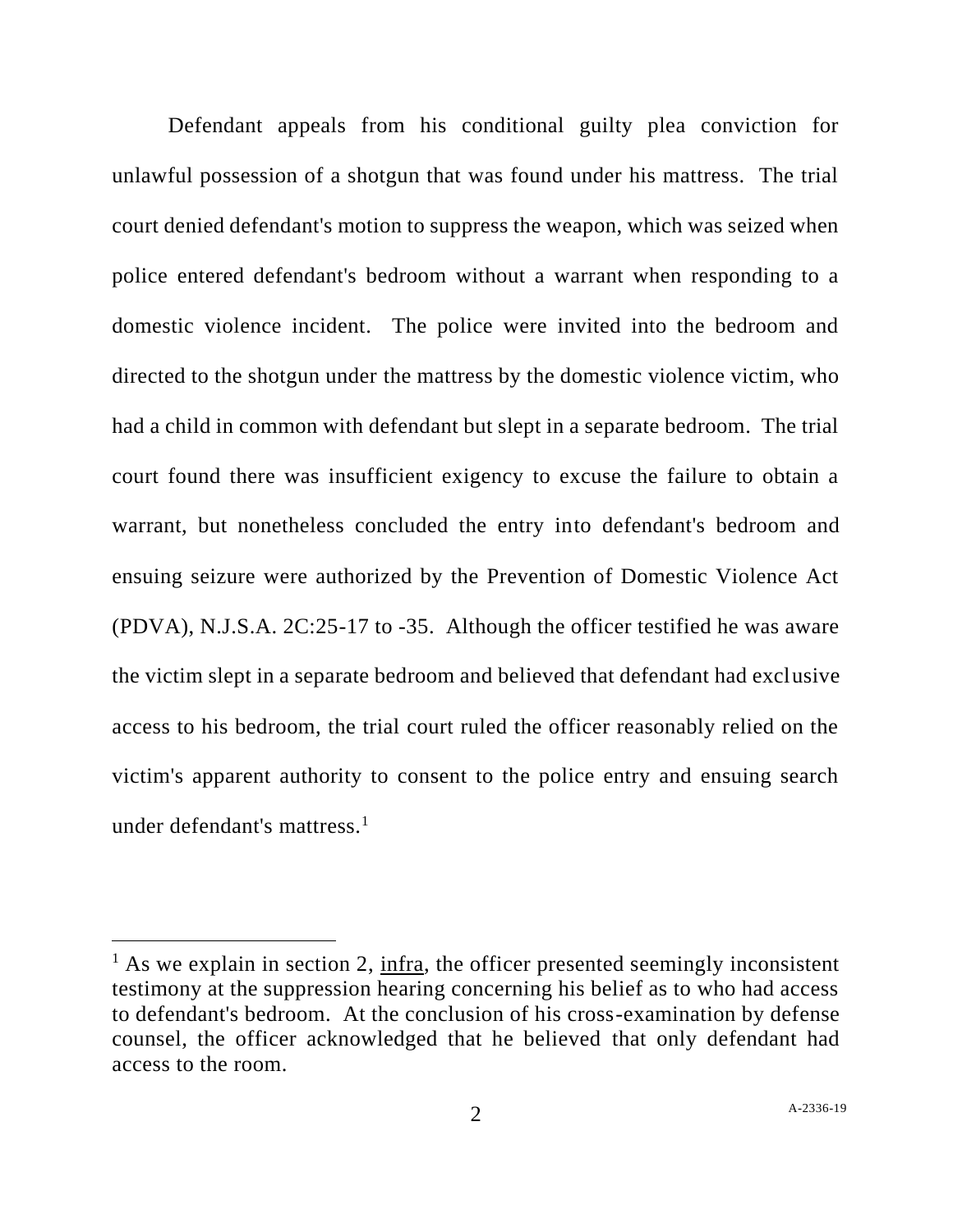Defendant appeals from his conditional guilty plea conviction for unlawful possession of a shotgun that was found under his mattress. The trial court denied defendant's motion to suppress the weapon, which was seized when police entered defendant's bedroom without a warrant when responding to a domestic violence incident. The police were invited into the bedroom and directed to the shotgun under the mattress by the domestic violence victim, who had a child in common with defendant but slept in a separate bedroom. The trial court found there was insufficient exigency to excuse the failure to obtain a warrant, but nonetheless concluded the entry into defendant's bedroom and ensuing seizure were authorized by the Prevention of Domestic Violence Act (PDVA), N.J.S.A. 2C:25-17 to -35. Although the officer testified he was aware the victim slept in a separate bedroom and believed that defendant had exclusive access to his bedroom, the trial court ruled the officer reasonably relied on the victim's apparent authority to consent to the police entry and ensuing search under defendant's mattress.[1]

---

[1] As we explain in section 2, infra, the officer presented seemingly inconsistent testimony at the suppression hearing concerning his belief as to who had access to defendant's bedroom. At the conclusion of his cross-examination by defense counsel, the officer acknowledged that he believed that only defendant had access to the room.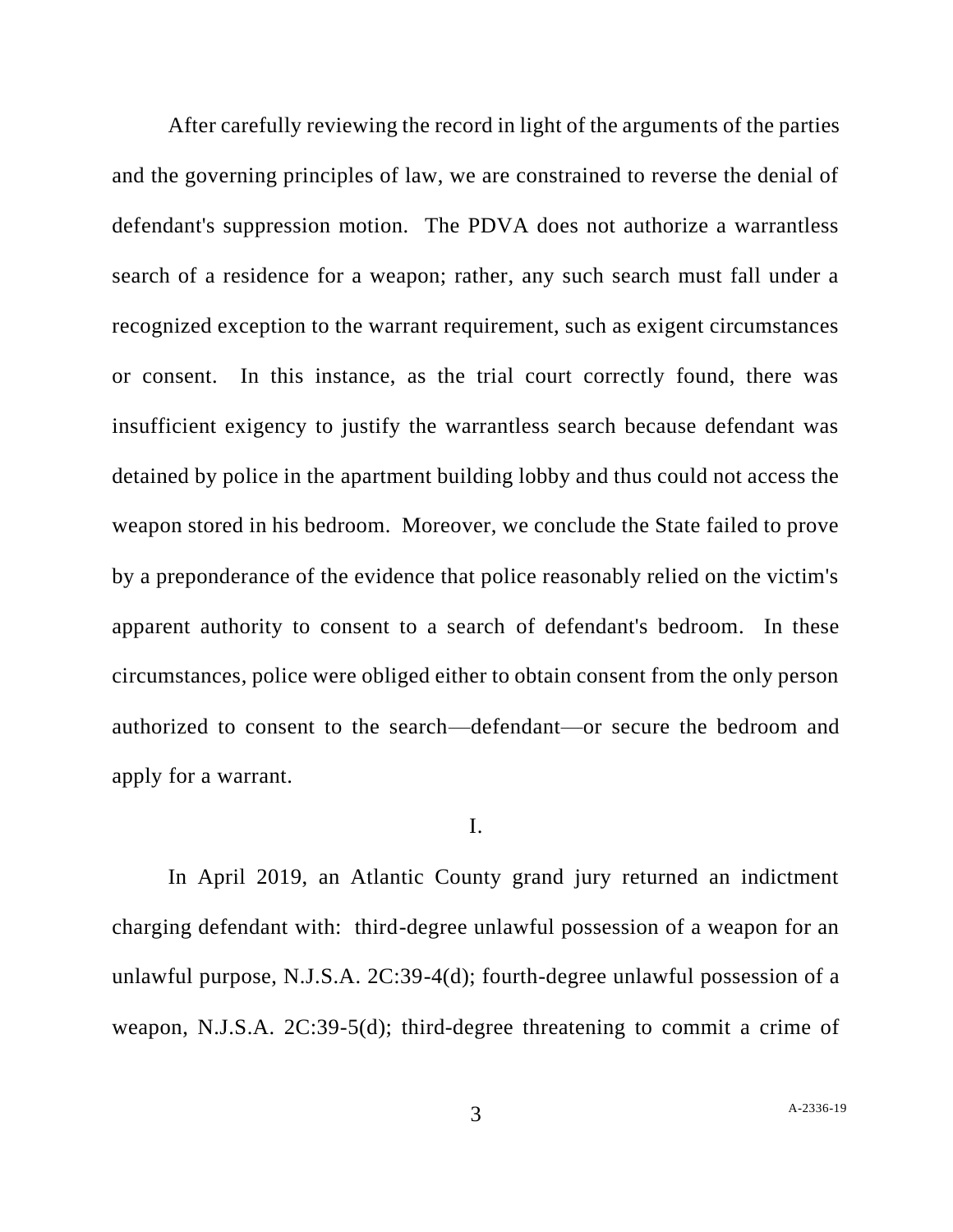After carefully reviewing the record in light of the arguments of the parties and the governing principles of law, we are constrained to reverse the denial of defendant's suppression motion. The PDVA does not authorize a warrantless search of a residence for a weapon; rather, any such search must fall under a recognized exception to the warrant requirement, such as exigent circumstances or consent. In this instance, as the trial court correctly found, there was insufficient exigency to justify the warrantless search because defendant was detained by police in the apartment building lobby and thus could not access the weapon stored in his bedroom. Moreover, we conclude the State failed to prove by a preponderance of the evidence that police reasonably relied on the victim's apparent authority to consent to a search of defendant's bedroom. In these circumstances, police were obliged either to obtain consent from the only person authorized to consent to the search—defendant—or secure the bedroom and apply for a warrant.

I.

In April 2019, an Atlantic County grand jury returned an indictment charging defendant with: third-degree unlawful possession of a weapon for an unlawful purpose, N.J.S.A. 2C:39-4(d); fourth-degree unlawful possession of a weapon, N.J.S.A. 2C:39-5(d); third-degree threatening to commit a crime of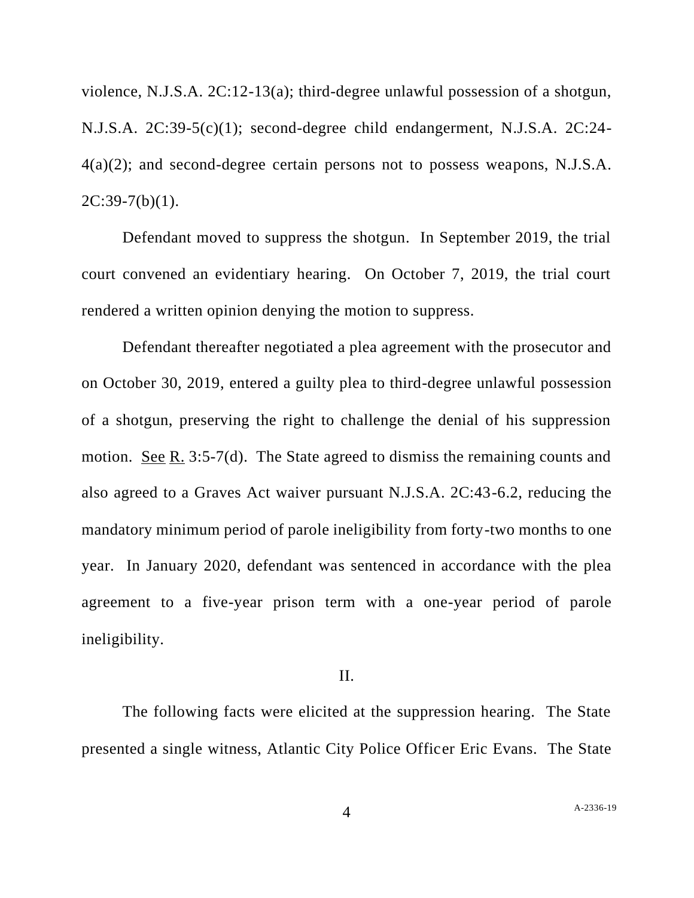violence, N.J.S.A. 2C:12-13(a); third-degree unlawful possession of a shotgun, N.J.S.A. 2C:39-5(c)(1); second-degree child endangerment, N.J.S.A. 2C:24-4(a)(2); and second-degree certain persons not to possess weapons, N.J.S.A. 2C:39-7(b)(1).

Defendant moved to suppress the shotgun. In September 2019, the trial court convened an evidentiary hearing. On October 7, 2019, the trial court rendered a written opinion denying the motion to suppress.

Defendant thereafter negotiated a plea agreement with the prosecutor and on October 30, 2019, entered a guilty plea to third-degree unlawful possession of a shotgun, preserving the right to challenge the denial of his suppression motion. See R. 3:5-7(d). The State agreed to dismiss the remaining counts and also agreed to a Graves Act waiver pursuant N.J.S.A. 2C:43-6.2, reducing the mandatory minimum period of parole ineligibility from forty-two months to one year. In January 2020, defendant was sentenced in accordance with the plea agreement to a five-year prison term with a one-year period of parole ineligibility.

## II.

The following facts were elicited at the suppression hearing. The State presented a single witness, Atlantic City Police Officer Eric Evans. The State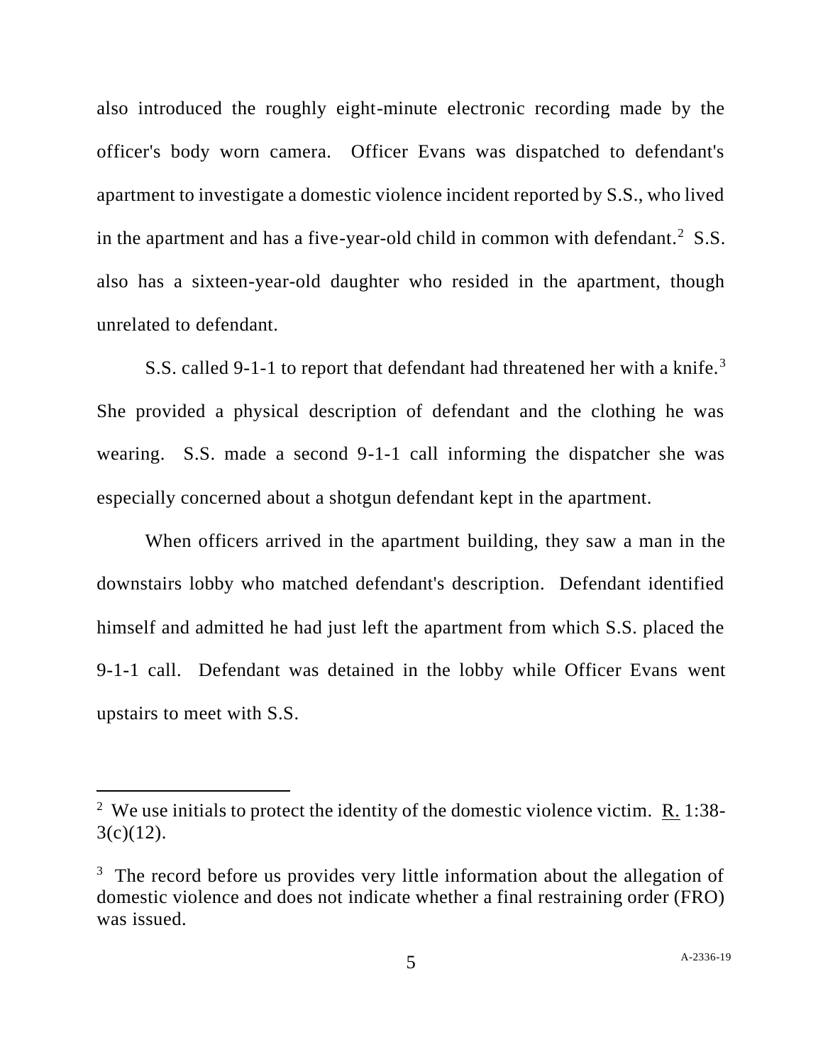also introduced the roughly eight-minute electronic recording made by the officer's body worn camera. Officer Evans was dispatched to defendant's apartment to investigate a domestic violence incident reported by S.S., who lived in the apartment and has a five-year-old child in common with defendant.[2] S.S. also has a sixteen-year-old daughter who resided in the apartment, though unrelated to defendant.

S.S. called 9-1-1 to report that defendant had threatened her with a knife.[3] She provided a physical description of defendant and the clothing he was wearing. S.S. made a second 9-1-1 call informing the dispatcher she was especially concerned about a shotgun defendant kept in the apartment.

When officers arrived in the apartment building, they saw a man in the downstairs lobby who matched defendant's description. Defendant identified himself and admitted he had just left the apartment from which S.S. placed the 9-1-1 call. Defendant was detained in the lobby while Officer Evans went upstairs to meet with S.S.

---

[2] We use initials to protect the identity of the domestic violence victim. R. 1:38-3(c)(12).

[3] The record before us provides very little information about the allegation of domestic violence and does not indicate whether a final restraining order (FRO) was issued.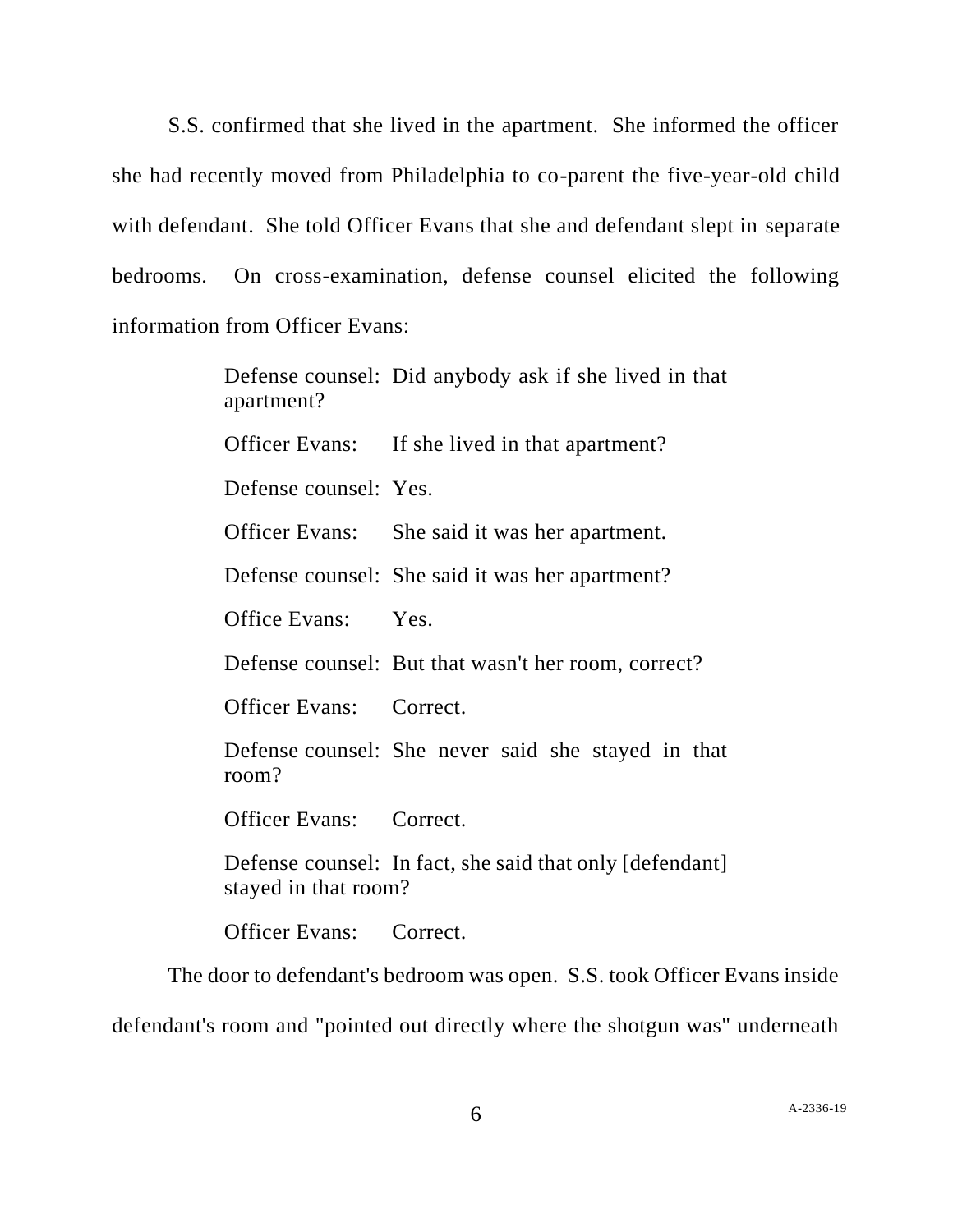S.S. confirmed that she lived in the apartment. She informed the officer she had recently moved from Philadelphia to co-parent the five-year-old child with defendant. She told Officer Evans that she and defendant slept in separate bedrooms. On cross-examination, defense counsel elicited the following information from Officer Evans:

> Defense counsel: Did anybody ask if she lived in that apartment?
>
> Officer Evans: If she lived in that apartment?
>
> Defense counsel: Yes.
>
> Officer Evans: She said it was her apartment.
>
> Defense counsel: She said it was her apartment?
>
> Office Evans: Yes.
>
> Defense counsel: But that wasn't her room, correct?
>
> Officer Evans: Correct.
>
> Defense counsel: She never said she stayed in that room?
>
> Officer Evans: Correct.
>
> Defense counsel: In fact, she said that only [defendant] stayed in that room?
>
> Officer Evans: Correct.

The door to defendant's bedroom was open. S.S. took Officer Evans inside defendant's room and "pointed out directly where the shotgun was" underneath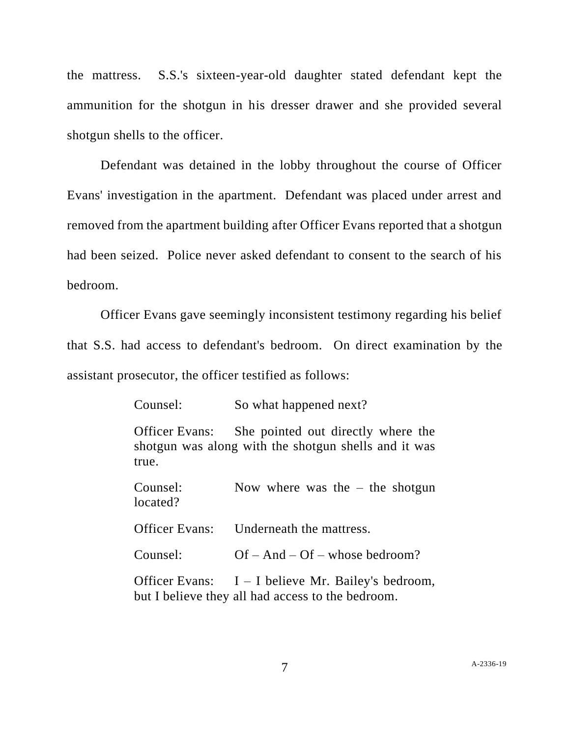the mattress. S.S.'s sixteen-year-old daughter stated defendant kept the ammunition for the shotgun in his dresser drawer and she provided several shotgun shells to the officer.

Defendant was detained in the lobby throughout the course of Officer Evans' investigation in the apartment. Defendant was placed under arrest and removed from the apartment building after Officer Evans reported that a shotgun had been seized. Police never asked defendant to consent to the search of his bedroom.

Officer Evans gave seemingly inconsistent testimony regarding his belief that S.S. had access to defendant's bedroom. On direct examination by the assistant prosecutor, the officer testified as follows:

> Counsel: So what happened next?
>
> Officer Evans: She pointed out directly where the shotgun was along with the shotgun shells and it was true.
>
> Counsel: Now where was the – the shotgun located?
>
> Officer Evans: Underneath the mattress.
>
> Counsel: Of – And – Of – whose bedroom?
>
> Officer Evans: I – I believe Mr. Bailey's bedroom, but I believe they all had access to the bedroom.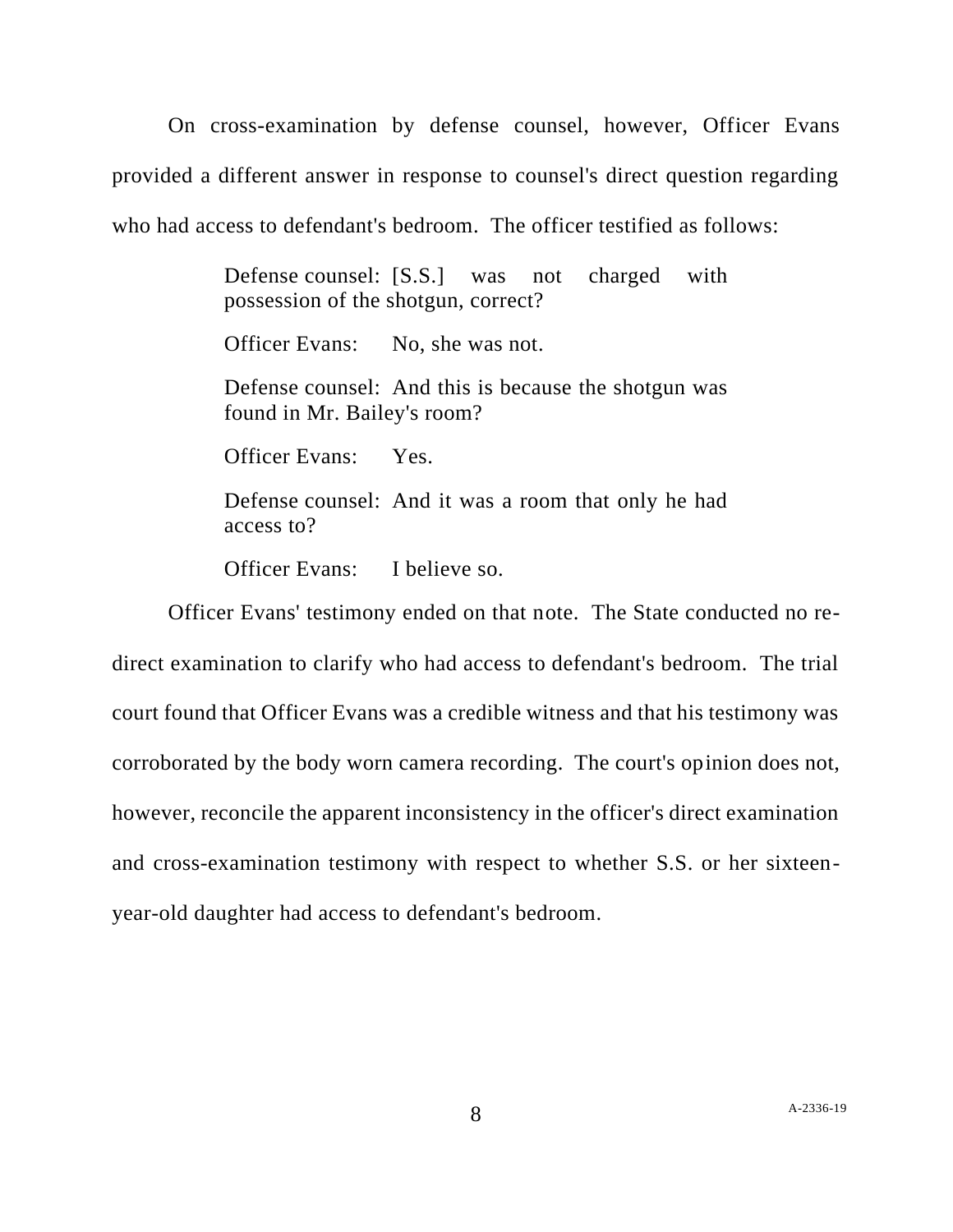On cross-examination by defense counsel, however, Officer Evans provided a different answer in response to counsel's direct question regarding who had access to defendant's bedroom. The officer testified as follows:

> Defense counsel: [S.S.] was not charged with possession of the shotgun, correct?
>
> Officer Evans: No, she was not.
>
> Defense counsel: And this is because the shotgun was found in Mr. Bailey's room?
>
> Officer Evans: Yes.
>
> Defense counsel: And it was a room that only he had access to?
>
> Officer Evans: I believe so.

Officer Evans' testimony ended on that note. The State conducted no re-direct examination to clarify who had access to defendant's bedroom. The trial court found that Officer Evans was a credible witness and that his testimony was corroborated by the body worn camera recording. The court's opinion does not, however, reconcile the apparent inconsistency in the officer's direct examination and cross-examination testimony with respect to whether S.S. or her sixteen-year-old daughter had access to defendant's bedroom.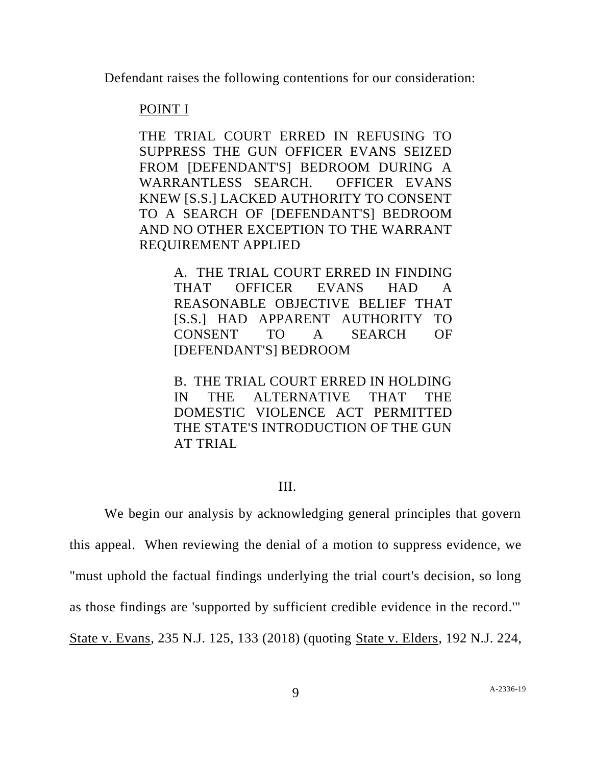Defendant raises the following contentions for our consideration:

POINT I

THE TRIAL COURT ERRED IN REFUSING TO SUPPRESS THE GUN OFFICER EVANS SEIZED FROM [DEFENDANT'S] BEDROOM DURING A WARRANTLESS SEARCH. OFFICER EVANS KNEW [S.S.] LACKED AUTHORITY TO CONSENT TO A SEARCH OF [DEFENDANT'S] BEDROOM AND NO OTHER EXCEPTION TO THE WARRANT REQUIREMENT APPLIED

A. THE TRIAL COURT ERRED IN FINDING THAT OFFICER EVANS HAD A REASONABLE OBJECTIVE BELIEF THAT [S.S.] HAD APPARENT AUTHORITY TO CONSENT TO A SEARCH OF [DEFENDANT'S] BEDROOM

B. THE TRIAL COURT ERRED IN HOLDING IN THE ALTERNATIVE THAT THE DOMESTIC VIOLENCE ACT PERMITTED THE STATE'S INTRODUCTION OF THE GUN AT TRIAL

III.

We begin our analysis by acknowledging general principles that govern this appeal. When reviewing the denial of a motion to suppress evidence, we "must uphold the factual findings underlying the trial court's decision, so long as those findings are 'supported by sufficient credible evidence in the record.'" State v. Evans, 235 N.J. 125, 133 (2018) (quoting State v. Elders, 192 N.J. 224,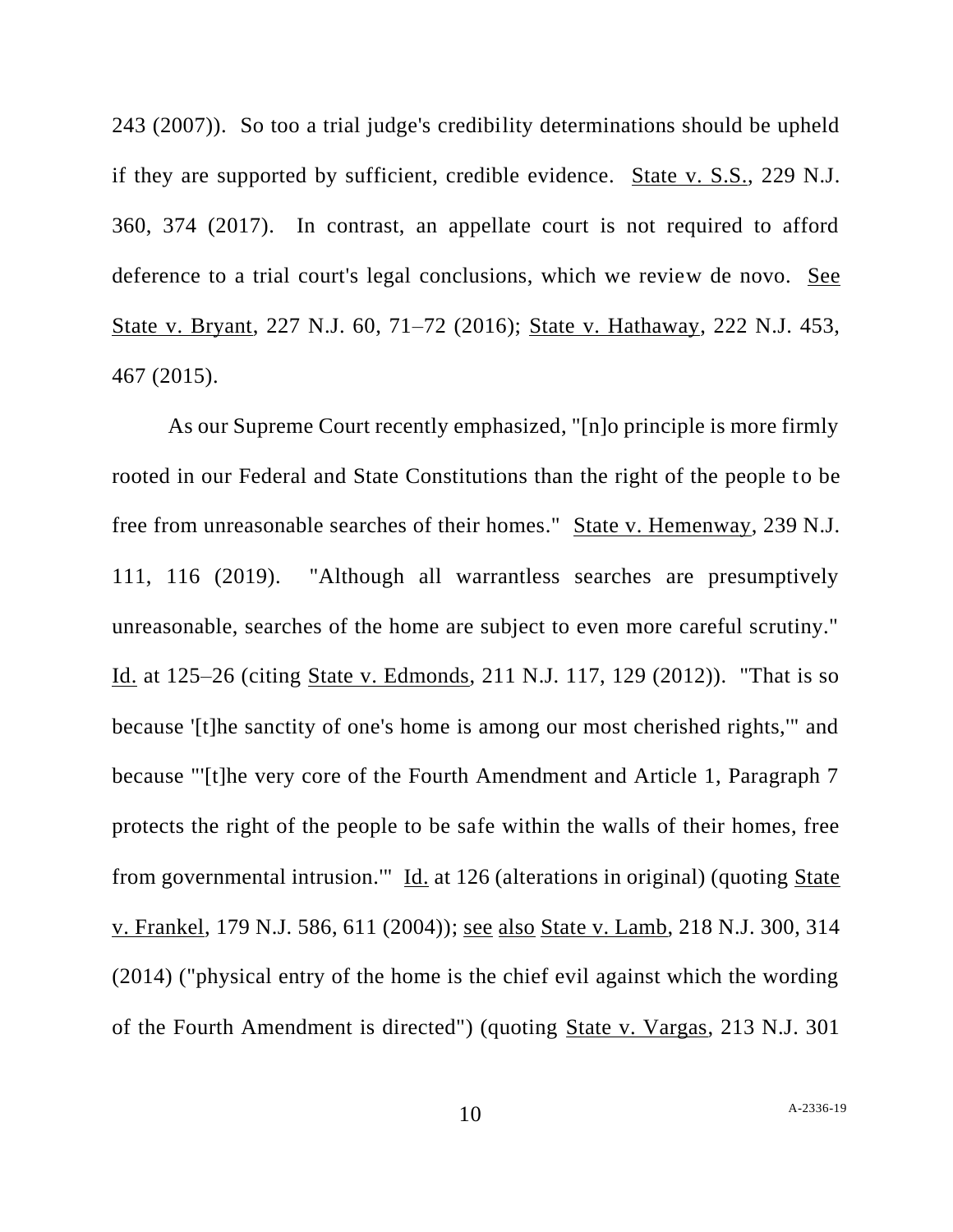243 (2007)). So too a trial judge's credibility determinations should be upheld if they are supported by sufficient, credible evidence. State v. S.S., 229 N.J. 360, 374 (2017). In contrast, an appellate court is not required to afford deference to a trial court's legal conclusions, which we review de novo. See State v. Bryant, 227 N.J. 60, 71–72 (2016); State v. Hathaway, 222 N.J. 453, 467 (2015).

As our Supreme Court recently emphasized, "[n]o principle is more firmly rooted in our Federal and State Constitutions than the right of the people to be free from unreasonable searches of their homes." State v. Hemenway, 239 N.J. 111, 116 (2019). "Although all warrantless searches are presumptively unreasonable, searches of the home are subject to even more careful scrutiny." Id. at 125–26 (citing State v. Edmonds, 211 N.J. 117, 129 (2012)). "That is so because '[t]he sanctity of one's home is among our most cherished rights,'" and because "'[t]he very core of the Fourth Amendment and Article 1, Paragraph 7 protects the right of the people to be safe within the walls of their homes, free from governmental intrusion.'" Id. at 126 (alterations in original) (quoting State v. Frankel, 179 N.J. 586, 611 (2004)); see also State v. Lamb, 218 N.J. 300, 314 (2014) ("physical entry of the home is the chief evil against which the wording of the Fourth Amendment is directed") (quoting State v. Vargas, 213 N.J. 301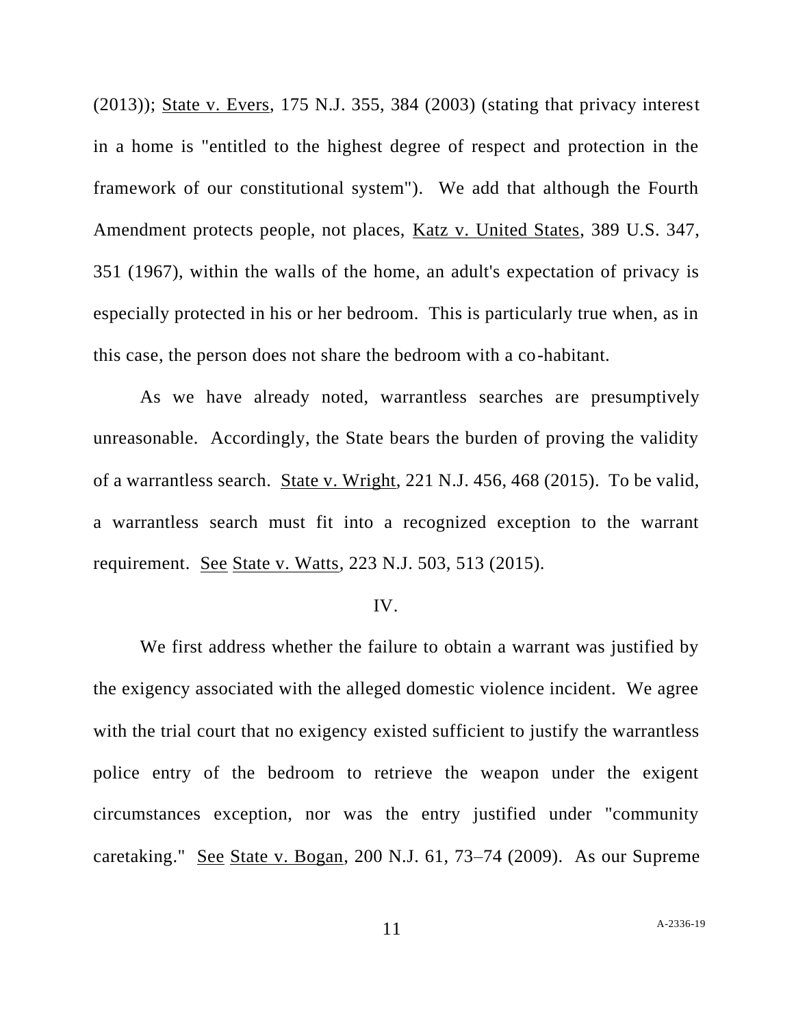(2013)); State v. Evers, 175 N.J. 355, 384 (2003) (stating that privacy interest in a home is "entitled to the highest degree of respect and protection in the framework of our constitutional system"). We add that although the Fourth Amendment protects people, not places, Katz v. United States, 389 U.S. 347, 351 (1967), within the walls of the home, an adult's expectation of privacy is especially protected in his or her bedroom. This is particularly true when, as in this case, the person does not share the bedroom with a co-habitant.

As we have already noted, warrantless searches are presumptively unreasonable. Accordingly, the State bears the burden of proving the validity of a warrantless search. State v. Wright, 221 N.J. 456, 468 (2015). To be valid, a warrantless search must fit into a recognized exception to the warrant requirement. See State v. Watts, 223 N.J. 503, 513 (2015).

## IV.

We first address whether the failure to obtain a warrant was justified by the exigency associated with the alleged domestic violence incident. We agree with the trial court that no exigency existed sufficient to justify the warrantless police entry of the bedroom to retrieve the weapon under the exigent circumstances exception, nor was the entry justified under "community caretaking." See State v. Bogan, 200 N.J. 61, 73–74 (2009). As our Supreme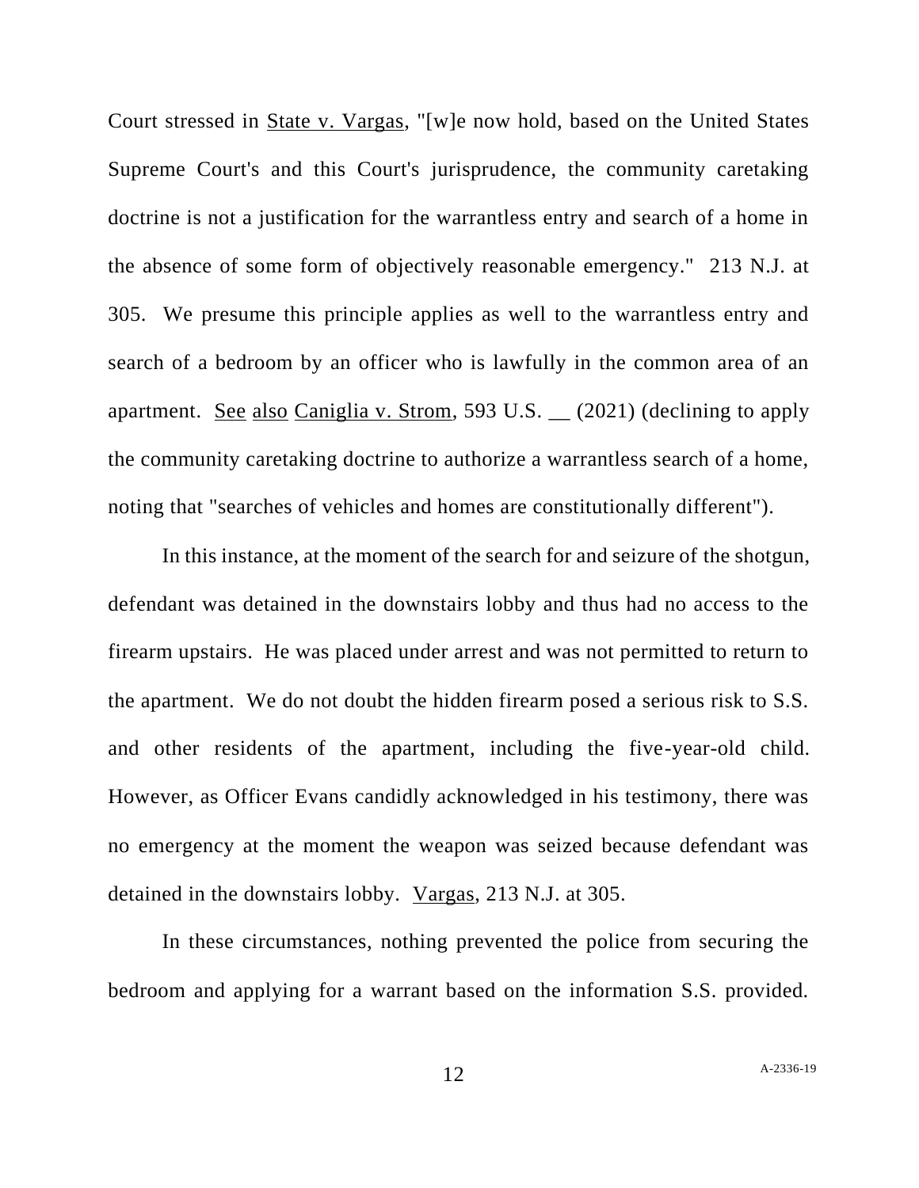Court stressed in State v. Vargas, "[w]e now hold, based on the United States Supreme Court's and this Court's jurisprudence, the community caretaking doctrine is not a justification for the warrantless entry and search of a home in the absence of some form of objectively reasonable emergency." 213 N.J. at 305. We presume this principle applies as well to the warrantless entry and search of a bedroom by an officer who is lawfully in the common area of an apartment. See also Caniglia v. Strom, 593 U.S. __ (2021) (declining to apply the community caretaking doctrine to authorize a warrantless search of a home, noting that "searches of vehicles and homes are constitutionally different").

In this instance, at the moment of the search for and seizure of the shotgun, defendant was detained in the downstairs lobby and thus had no access to the firearm upstairs. He was placed under arrest and was not permitted to return to the apartment. We do not doubt the hidden firearm posed a serious risk to S.S. and other residents of the apartment, including the five-year-old child. However, as Officer Evans candidly acknowledged in his testimony, there was no emergency at the moment the weapon was seized because defendant was detained in the downstairs lobby. Vargas, 213 N.J. at 305.

In these circumstances, nothing prevented the police from securing the bedroom and applying for a warrant based on the information S.S. provided.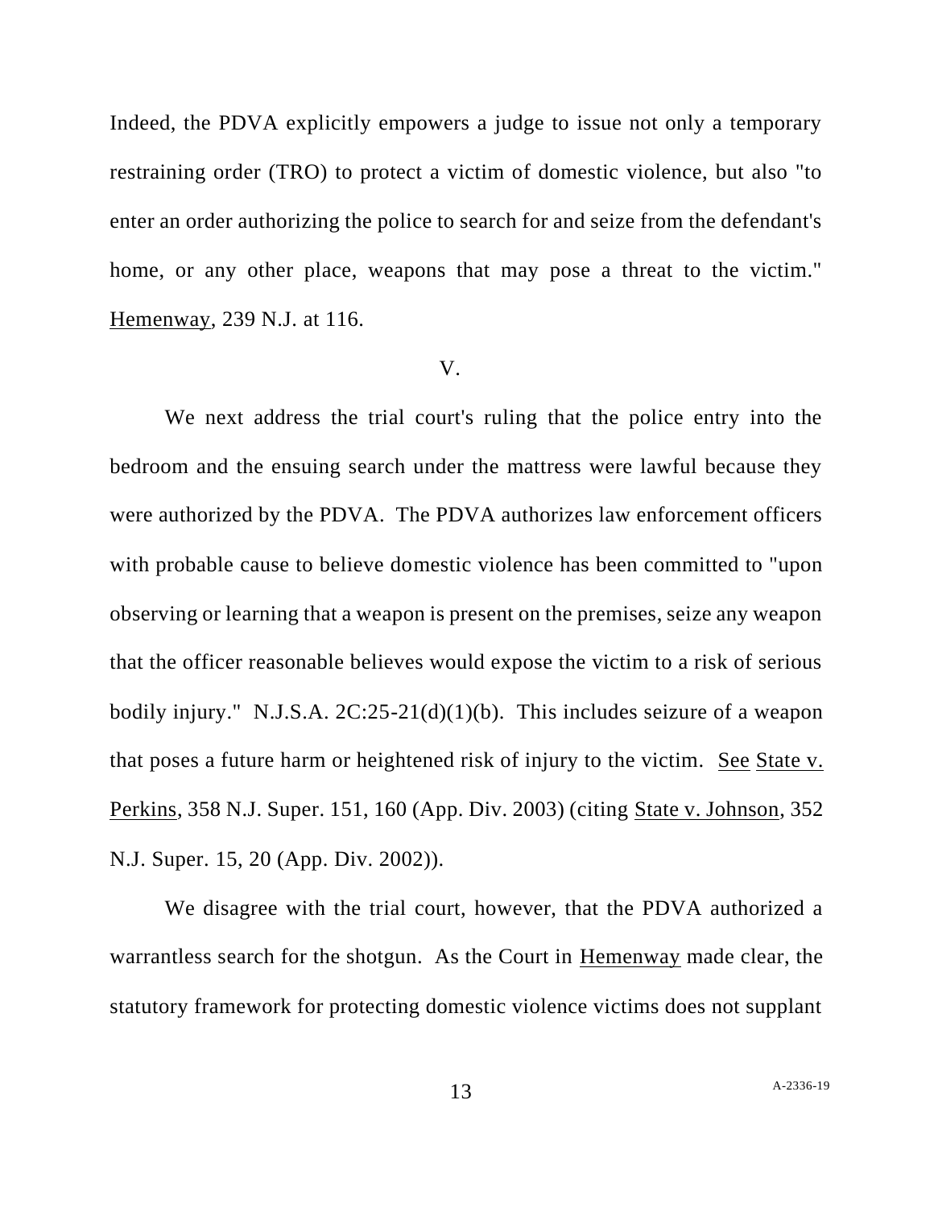Indeed, the PDVA explicitly empowers a judge to issue not only a temporary restraining order (TRO) to protect a victim of domestic violence, but also "to enter an order authorizing the police to search for and seize from the defendant's home, or any other place, weapons that may pose a threat to the victim." Hemenway, 239 N.J. at 116.

## V.

We next address the trial court's ruling that the police entry into the bedroom and the ensuing search under the mattress were lawful because they were authorized by the PDVA. The PDVA authorizes law enforcement officers with probable cause to believe domestic violence has been committed to "upon observing or learning that a weapon is present on the premises, seize any weapon that the officer reasonable believes would expose the victim to a risk of serious bodily injury." N.J.S.A. 2C:25-21(d)(1)(b). This includes seizure of a weapon that poses a future harm or heightened risk of injury to the victim. See State v. Perkins, 358 N.J. Super. 151, 160 (App. Div. 2003) (citing State v. Johnson, 352 N.J. Super. 15, 20 (App. Div. 2002)).

We disagree with the trial court, however, that the PDVA authorized a warrantless search for the shotgun. As the Court in Hemenway made clear, the statutory framework for protecting domestic violence victims does not supplant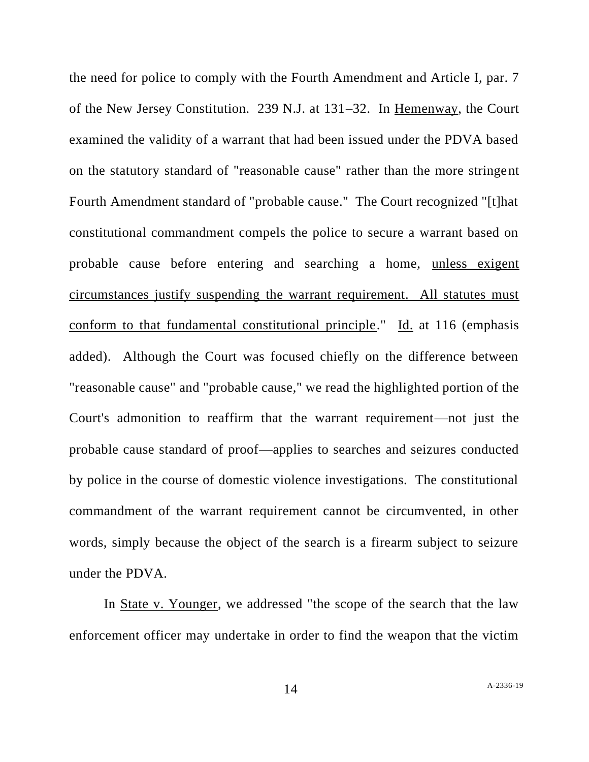the need for police to comply with the Fourth Amendment and Article I, par. 7 of the New Jersey Constitution. 239 N.J. at 131–32. In Hemenway, the Court examined the validity of a warrant that had been issued under the PDVA based on the statutory standard of "reasonable cause" rather than the more stringent Fourth Amendment standard of "probable cause." The Court recognized "[t]hat constitutional commandment compels the police to secure a warrant based on probable cause before entering and searching a home, <u>unless exigent circumstances justify suspending the warrant requirement. All statutes must conform to that fundamental constitutional principle</u>." Id. at 116 (emphasis added). Although the Court was focused chiefly on the difference between "reasonable cause" and "probable cause," we read the highlighted portion of the Court's admonition to reaffirm that the warrant requirement—not just the probable cause standard of proof—applies to searches and seizures conducted by police in the course of domestic violence investigations. The constitutional commandment of the warrant requirement cannot be circumvented, in other words, simply because the object of the search is a firearm subject to seizure under the PDVA.

In State v. Younger, we addressed "the scope of the search that the law enforcement officer may undertake in order to find the weapon that the victim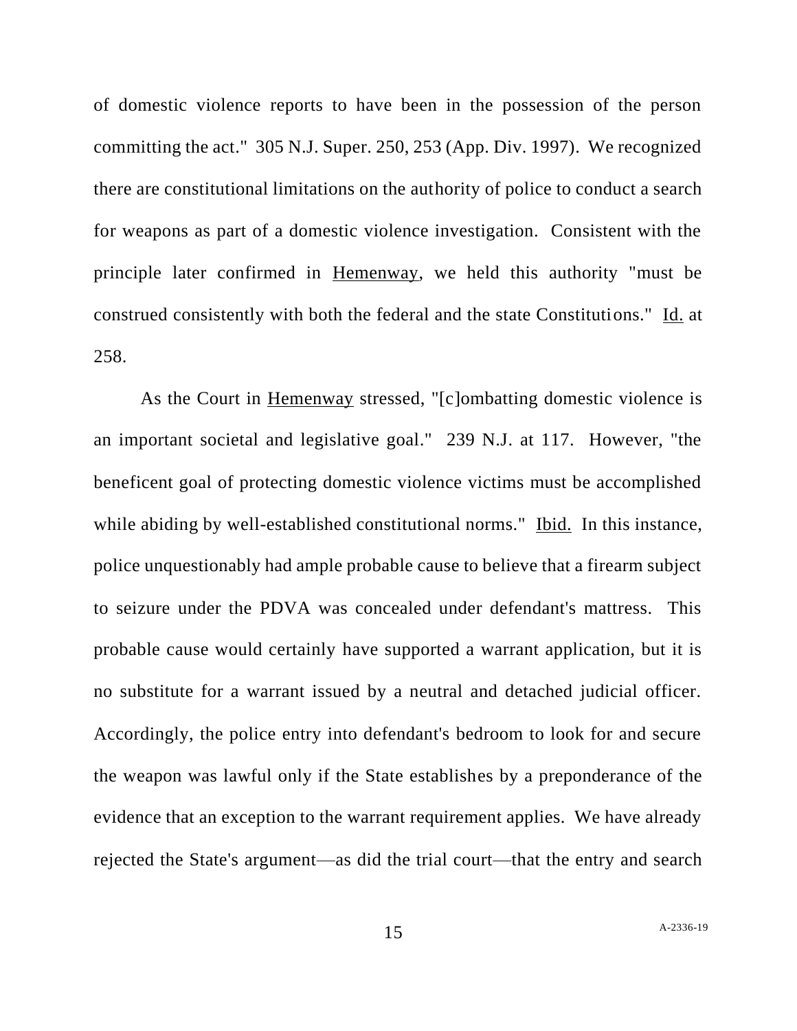of domestic violence reports to have been in the possession of the person committing the act." 305 N.J. Super. 250, 253 (App. Div. 1997). We recognized there are constitutional limitations on the authority of police to conduct a search for weapons as part of a domestic violence investigation. Consistent with the principle later confirmed in Hemenway, we held this authority "must be construed consistently with both the federal and the state Constitutions." Id. at 258.

As the Court in Hemenway stressed, "[c]ombatting domestic violence is an important societal and legislative goal." 239 N.J. at 117. However, "the beneficent goal of protecting domestic violence victims must be accomplished while abiding by well-established constitutional norms." Ibid. In this instance, police unquestionably had ample probable cause to believe that a firearm subject to seizure under the PDVA was concealed under defendant's mattress. This probable cause would certainly have supported a warrant application, but it is no substitute for a warrant issued by a neutral and detached judicial officer. Accordingly, the police entry into defendant's bedroom to look for and secure the weapon was lawful only if the State establishes by a preponderance of the evidence that an exception to the warrant requirement applies. We have already rejected the State's argument—as did the trial court—that the entry and search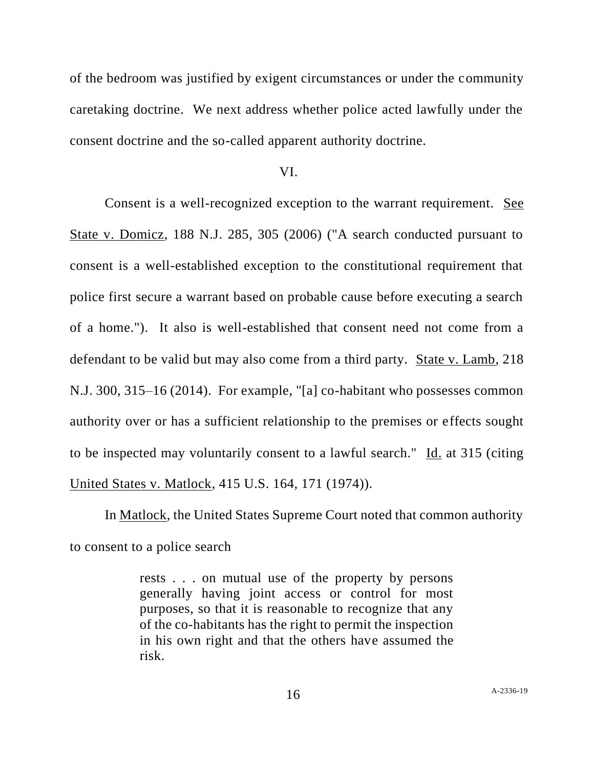of the bedroom was justified by exigent circumstances or under the community caretaking doctrine. We next address whether police acted lawfully under the consent doctrine and the so-called apparent authority doctrine.

VI.

Consent is a well-recognized exception to the warrant requirement. See State v. Domicz, 188 N.J. 285, 305 (2006) ("A search conducted pursuant to consent is a well-established exception to the constitutional requirement that police first secure a warrant based on probable cause before executing a search of a home."). It also is well-established that consent need not come from a defendant to be valid but may also come from a third party. State v. Lamb, 218 N.J. 300, 315–16 (2014). For example, "[a] co-habitant who possesses common authority over or has a sufficient relationship to the premises or effects sought to be inspected may voluntarily consent to a lawful search." Id. at 315 (citing United States v. Matlock, 415 U.S. 164, 171 (1974)).

In Matlock, the United States Supreme Court noted that common authority to consent to a police search

> rests . . . on mutual use of the property by persons generally having joint access or control for most purposes, so that it is reasonable to recognize that any of the co-habitants has the right to permit the inspection in his own right and that the others have assumed the risk.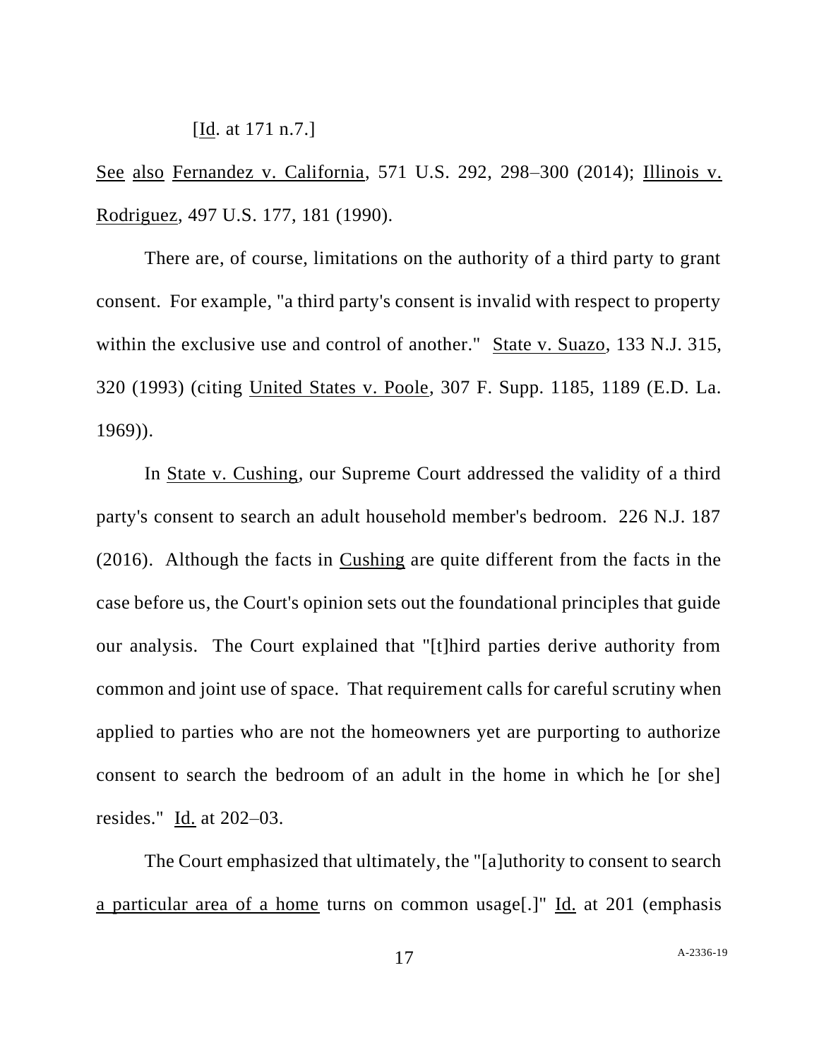[Id. at 171 n.7.]

See also Fernandez v. California, 571 U.S. 292, 298–300 (2014); Illinois v. Rodriguez, 497 U.S. 177, 181 (1990).

There are, of course, limitations on the authority of a third party to grant consent. For example, "a third party's consent is invalid with respect to property within the exclusive use and control of another." State v. Suazo, 133 N.J. 315, 320 (1993) (citing United States v. Poole, 307 F. Supp. 1185, 1189 (E.D. La. 1969)).

In State v. Cushing, our Supreme Court addressed the validity of a third party's consent to search an adult household member's bedroom. 226 N.J. 187 (2016). Although the facts in Cushing are quite different from the facts in the case before us, the Court's opinion sets out the foundational principles that guide our analysis. The Court explained that "[t]hird parties derive authority from common and joint use of space. That requirement calls for careful scrutiny when applied to parties who are not the homeowners yet are purporting to authorize consent to search the bedroom of an adult in the home in which he [or she] resides." Id. at 202–03.

The Court emphasized that ultimately, the "[a]uthority to consent to search a particular area of a home turns on common usage[.]" Id. at 201 (emphasis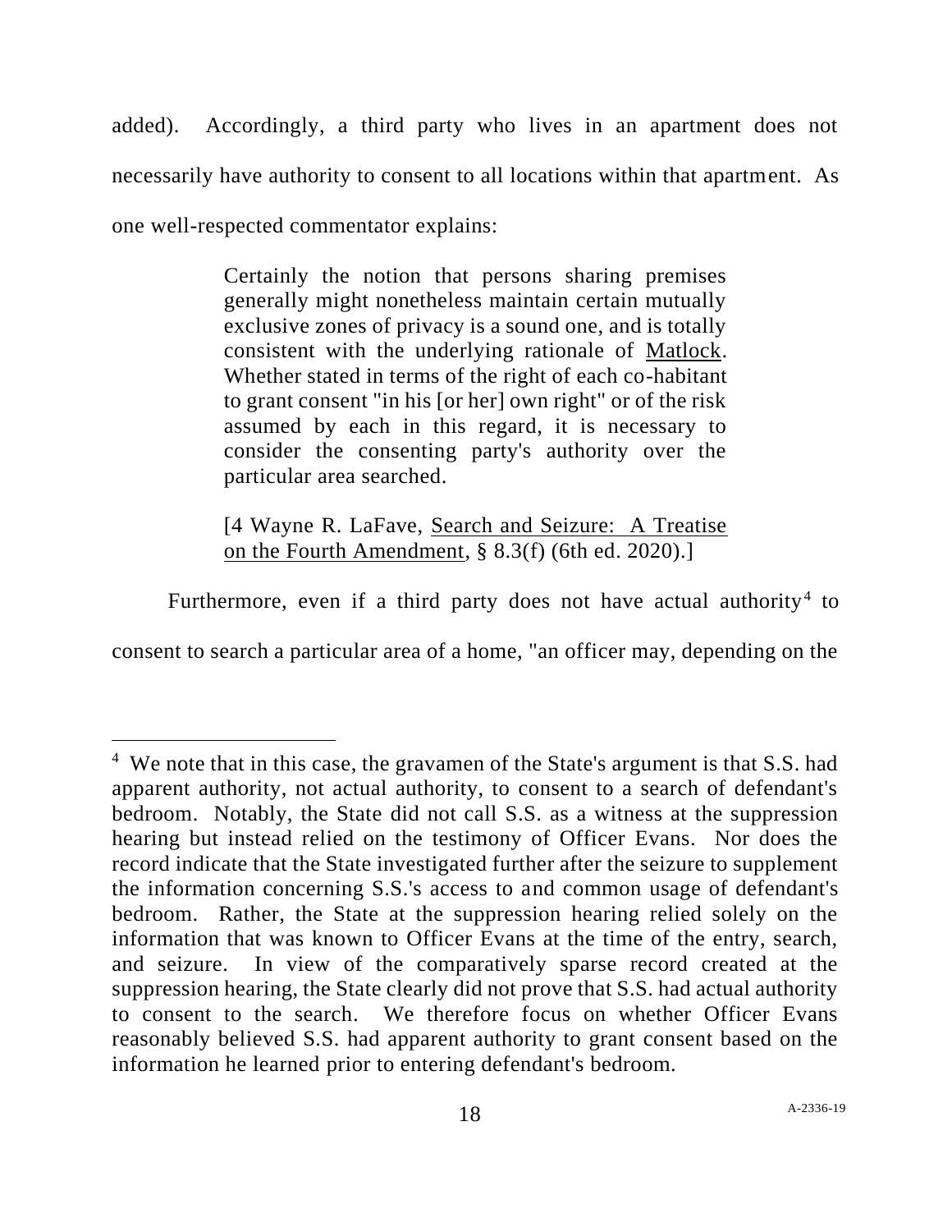added). Accordingly, a third party who lives in an apartment does not necessarily have authority to consent to all locations within that apartment. As one well-respected commentator explains:

> Certainly the notion that persons sharing premises generally might nonetheless maintain certain mutually exclusive zones of privacy is a sound one, and is totally consistent with the underlying rationale of Matlock. Whether stated in terms of the right of each co-habitant to grant consent "in his [or her] own right" or of the risk assumed by each in this regard, it is necessary to consider the consenting party's authority over the particular area searched.
>
> [4 Wayne R. LaFave, Search and Seizure: A Treatise on the Fourth Amendment, § 8.3(f) (6th ed. 2020).]

Furthermore, even if a third party does not have actual authority[4] to consent to search a particular area of a home, "an officer may, depending on the

---

[4] We note that in this case, the gravamen of the State's argument is that S.S. had apparent authority, not actual authority, to consent to a search of defendant's bedroom. Notably, the State did not call S.S. as a witness at the suppression hearing but instead relied on the testimony of Officer Evans. Nor does the record indicate that the State investigated further after the seizure to supplement the information concerning S.S.'s access to and common usage of defendant's bedroom. Rather, the State at the suppression hearing relied solely on the information that was known to Officer Evans at the time of the entry, search, and seizure. In view of the comparatively sparse record created at the suppression hearing, the State clearly did not prove that S.S. had actual authority to consent to the search. We therefore focus on whether Officer Evans reasonably believed S.S. had apparent authority to grant consent based on the information he learned prior to entering defendant's bedroom.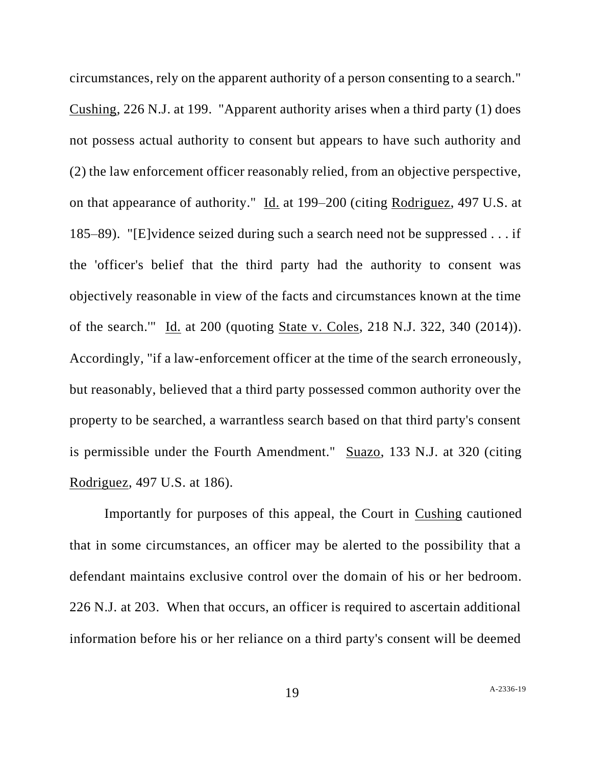circumstances, rely on the apparent authority of a person consenting to a search." Cushing, 226 N.J. at 199. "Apparent authority arises when a third party (1) does not possess actual authority to consent but appears to have such authority and (2) the law enforcement officer reasonably relied, from an objective perspective, on that appearance of authority." Id. at 199–200 (citing Rodriguez, 497 U.S. at 185–89). "[E]vidence seized during such a search need not be suppressed . . . if the 'officer's belief that the third party had the authority to consent was objectively reasonable in view of the facts and circumstances known at the time of the search.'" Id. at 200 (quoting State v. Coles, 218 N.J. 322, 340 (2014)). Accordingly, "if a law-enforcement officer at the time of the search erroneously, but reasonably, believed that a third party possessed common authority over the property to be searched, a warrantless search based on that third party's consent is permissible under the Fourth Amendment." Suazo, 133 N.J. at 320 (citing Rodriguez, 497 U.S. at 186).

Importantly for purposes of this appeal, the Court in Cushing cautioned that in some circumstances, an officer may be alerted to the possibility that a defendant maintains exclusive control over the domain of his or her bedroom. 226 N.J. at 203. When that occurs, an officer is required to ascertain additional information before his or her reliance on a third party's consent will be deemed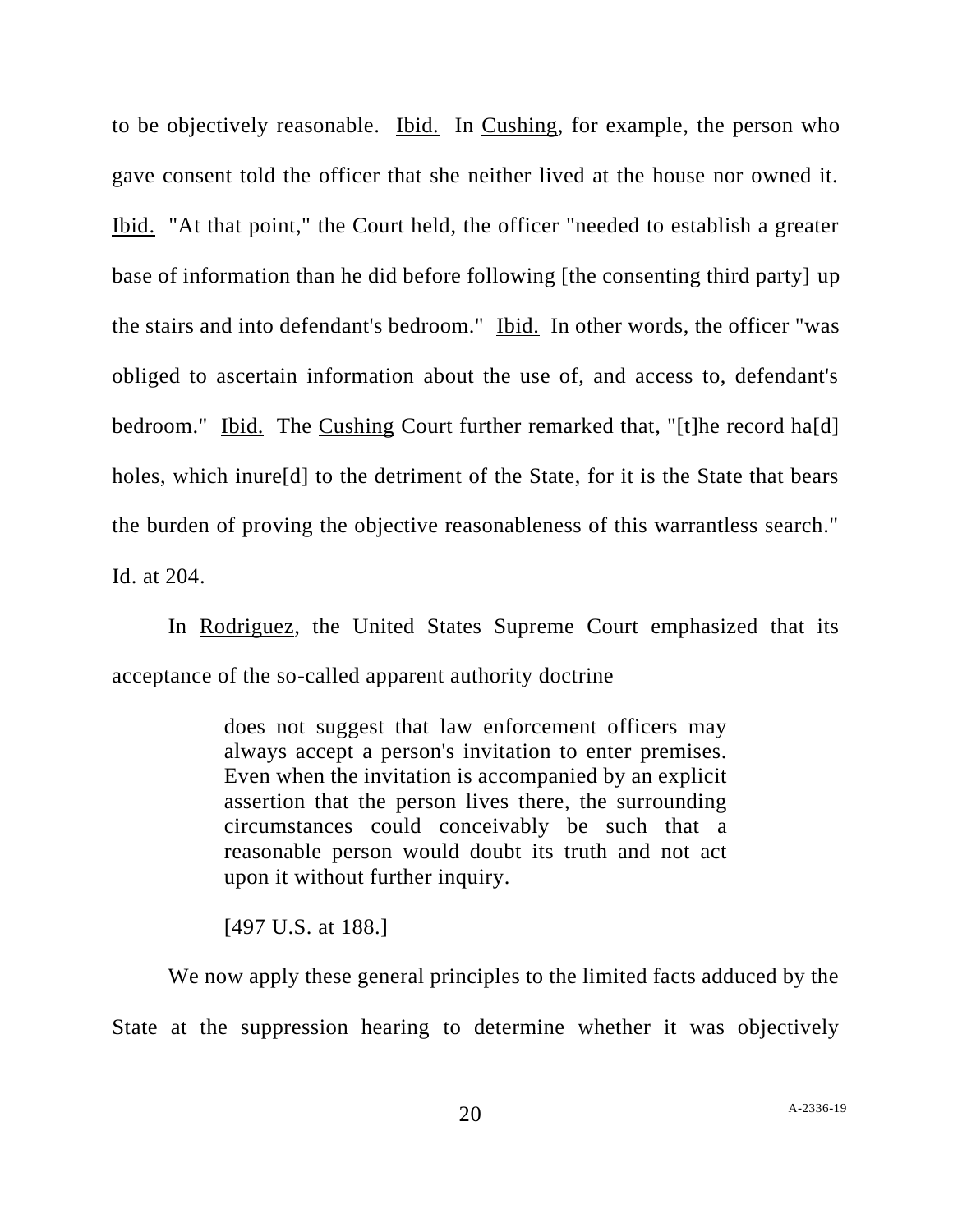to be objectively reasonable. Ibid. In Cushing, for example, the person who gave consent told the officer that she neither lived at the house nor owned it. Ibid. "At that point," the Court held, the officer "needed to establish a greater base of information than he did before following [the consenting third party] up the stairs and into defendant's bedroom." Ibid. In other words, the officer "was obliged to ascertain information about the use of, and access to, defendant's bedroom." Ibid. The Cushing Court further remarked that, "[t]he record ha[d] holes, which inure[d] to the detriment of the State, for it is the State that bears the burden of proving the objective reasonableness of this warrantless search." Id. at 204.

In Rodriguez, the United States Supreme Court emphasized that its acceptance of the so-called apparent authority doctrine

> does not suggest that law enforcement officers may always accept a person's invitation to enter premises. Even when the invitation is accompanied by an explicit assertion that the person lives there, the surrounding circumstances could conceivably be such that a reasonable person would doubt its truth and not act upon it without further inquiry.
>
> [497 U.S. at 188.]

We now apply these general principles to the limited facts adduced by the State at the suppression hearing to determine whether it was objectively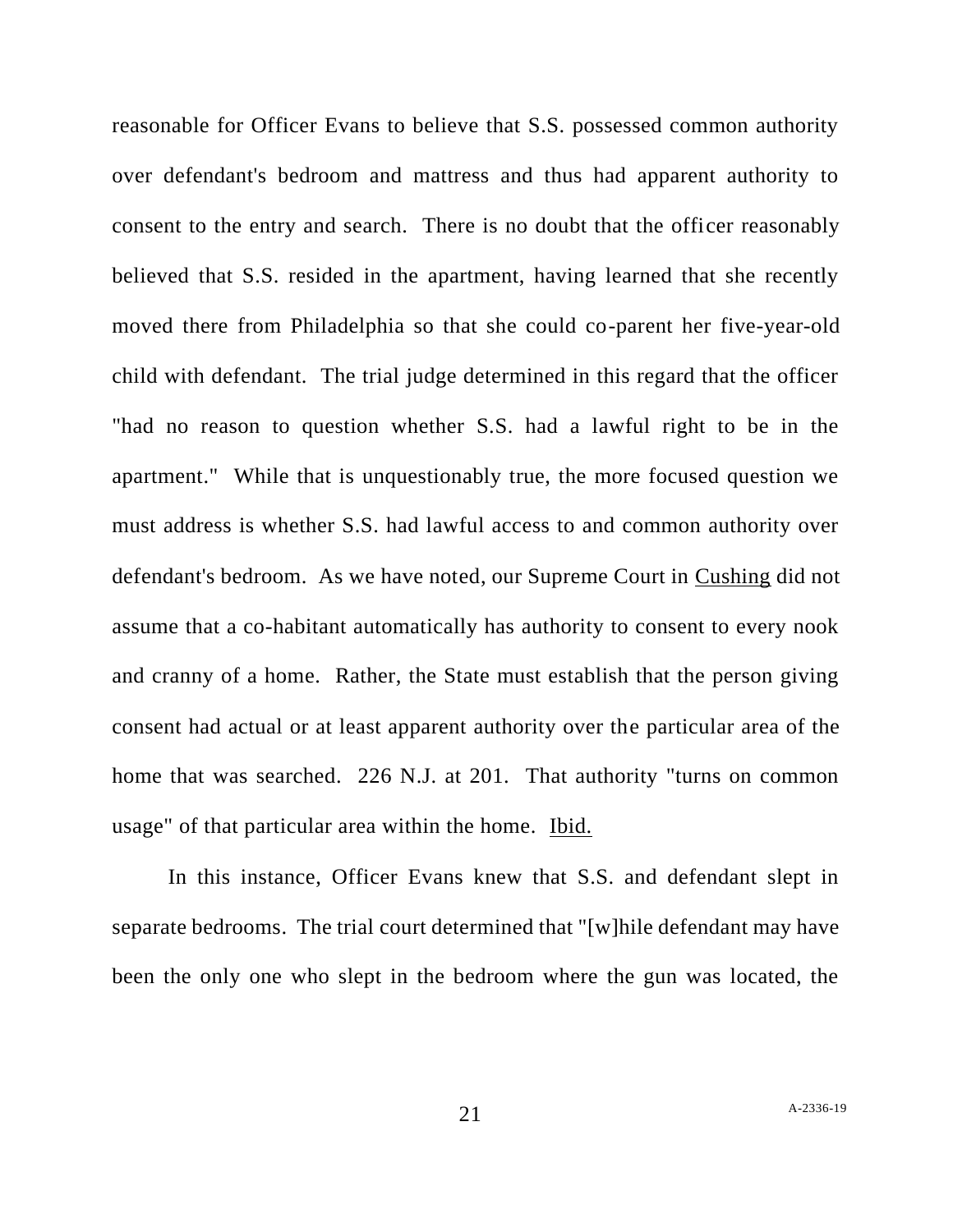reasonable for Officer Evans to believe that S.S. possessed common authority over defendant's bedroom and mattress and thus had apparent authority to consent to the entry and search. There is no doubt that the officer reasonably believed that S.S. resided in the apartment, having learned that she recently moved there from Philadelphia so that she could co-parent her five-year-old child with defendant. The trial judge determined in this regard that the officer "had no reason to question whether S.S. had a lawful right to be in the apartment." While that is unquestionably true, the more focused question we must address is whether S.S. had lawful access to and common authority over defendant's bedroom. As we have noted, our Supreme Court in Cushing did not assume that a co-habitant automatically has authority to consent to every nook and cranny of a home. Rather, the State must establish that the person giving consent had actual or at least apparent authority over the particular area of the home that was searched. 226 N.J. at 201. That authority "turns on common usage" of that particular area within the home. Ibid.

In this instance, Officer Evans knew that S.S. and defendant slept in separate bedrooms. The trial court determined that "[w]hile defendant may have been the only one who slept in the bedroom where the gun was located, the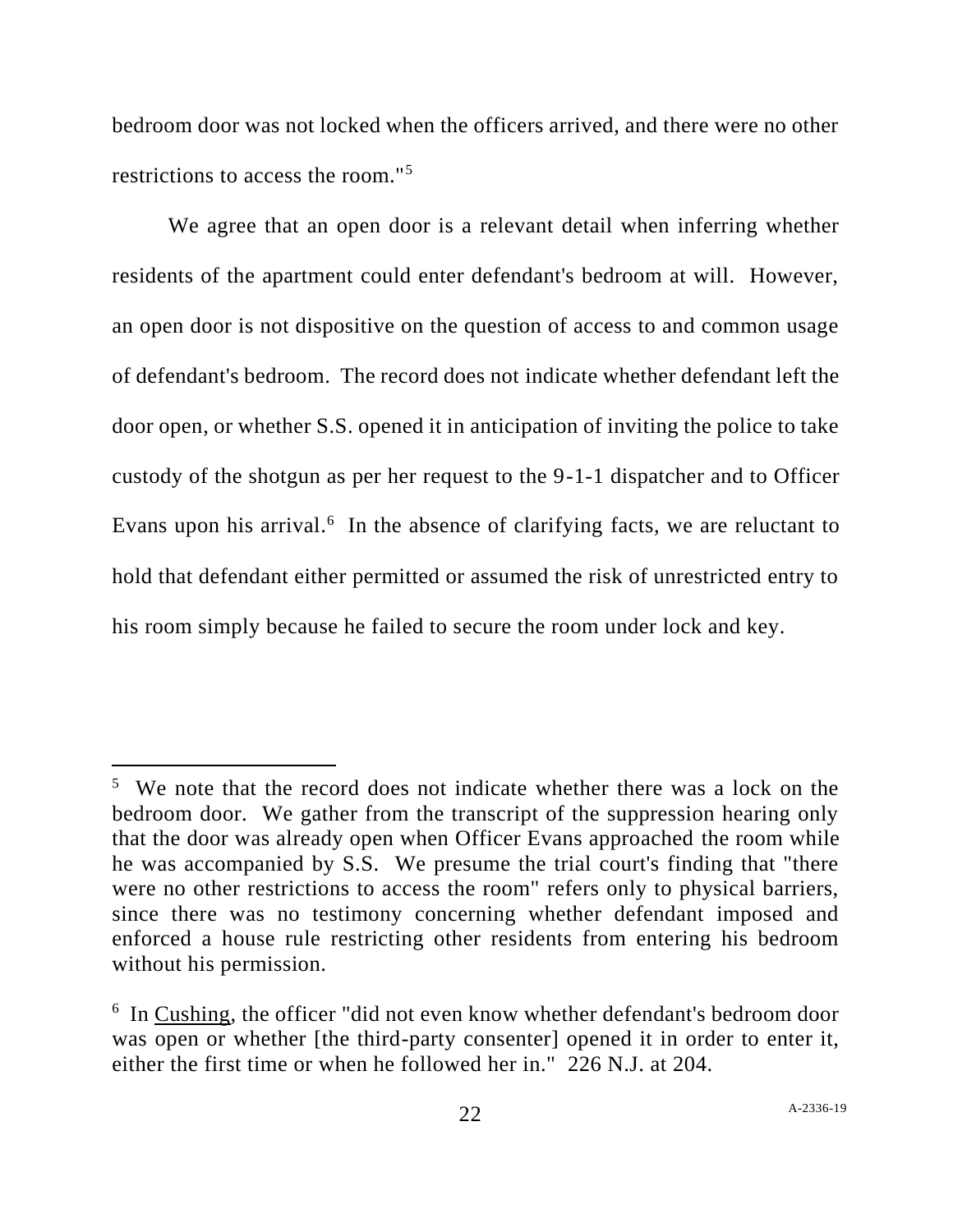bedroom door was not locked when the officers arrived, and there were no other restrictions to access the room."[5]

We agree that an open door is a relevant detail when inferring whether residents of the apartment could enter defendant's bedroom at will. However, an open door is not dispositive on the question of access to and common usage of defendant's bedroom. The record does not indicate whether defendant left the door open, or whether S.S. opened it in anticipation of inviting the police to take custody of the shotgun as per her request to the 9-1-1 dispatcher and to Officer Evans upon his arrival.[6] In the absence of clarifying facts, we are reluctant to hold that defendant either permitted or assumed the risk of unrestricted entry to his room simply because he failed to secure the room under lock and key.

---

[5] We note that the record does not indicate whether there was a lock on the bedroom door. We gather from the transcript of the suppression hearing only that the door was already open when Officer Evans approached the room while he was accompanied by S.S. We presume the trial court's finding that "there were no other restrictions to access the room" refers only to physical barriers, since there was no testimony concerning whether defendant imposed and enforced a house rule restricting other residents from entering his bedroom without his permission.

[6] In Cushing, the officer "did not even know whether defendant's bedroom door was open or whether [the third-party consenter] opened it in order to enter it, either the first time or when he followed her in." 226 N.J. at 204.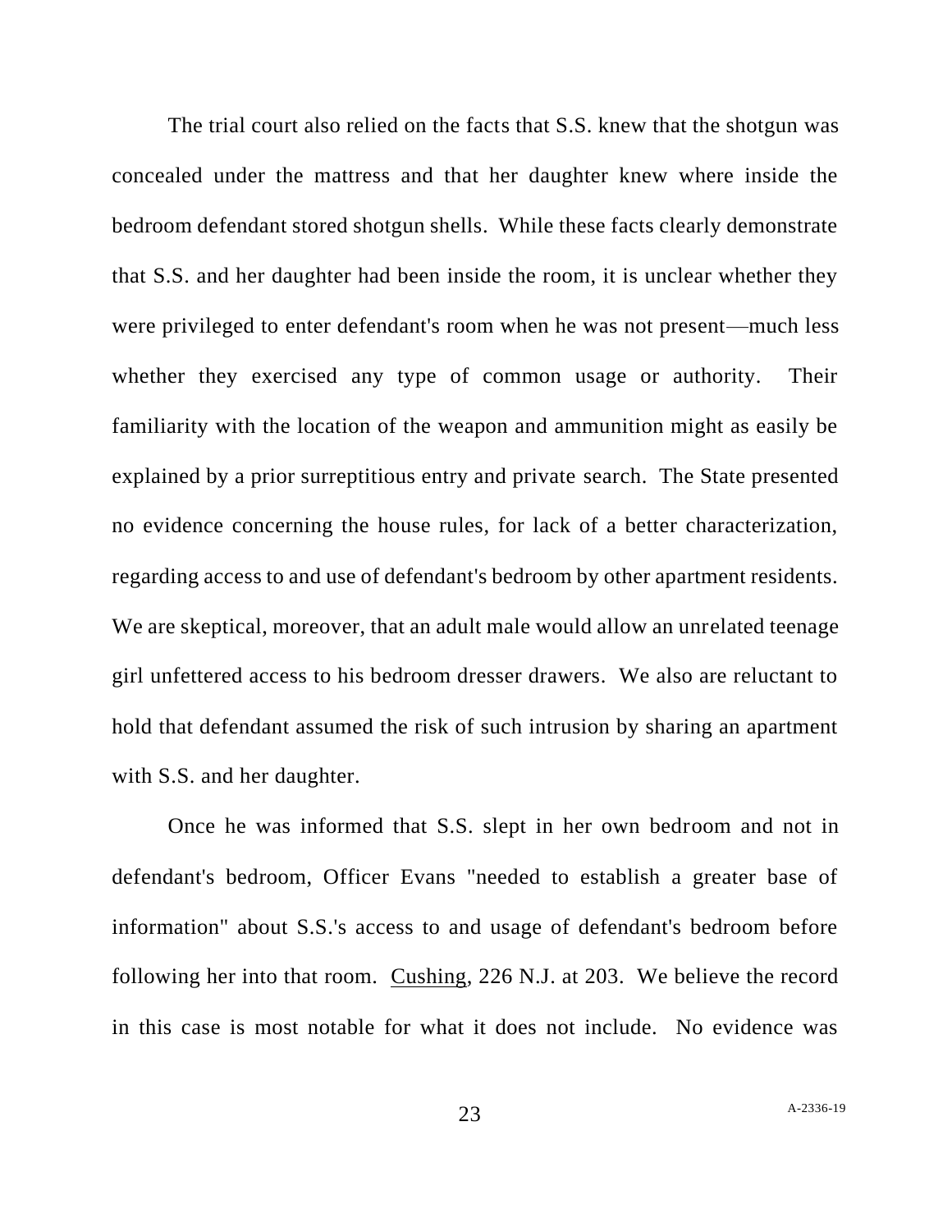The trial court also relied on the facts that S.S. knew that the shotgun was concealed under the mattress and that her daughter knew where inside the bedroom defendant stored shotgun shells. While these facts clearly demonstrate that S.S. and her daughter had been inside the room, it is unclear whether they were privileged to enter defendant's room when he was not present—much less whether they exercised any type of common usage or authority. Their familiarity with the location of the weapon and ammunition might as easily be explained by a prior surreptitious entry and private search. The State presented no evidence concerning the house rules, for lack of a better characterization, regarding access to and use of defendant's bedroom by other apartment residents. We are skeptical, moreover, that an adult male would allow an unrelated teenage girl unfettered access to his bedroom dresser drawers. We also are reluctant to hold that defendant assumed the risk of such intrusion by sharing an apartment with S.S. and her daughter.

Once he was informed that S.S. slept in her own bedroom and not in defendant's bedroom, Officer Evans "needed to establish a greater base of information" about S.S.'s access to and usage of defendant's bedroom before following her into that room. Cushing, 226 N.J. at 203. We believe the record in this case is most notable for what it does not include. No evidence was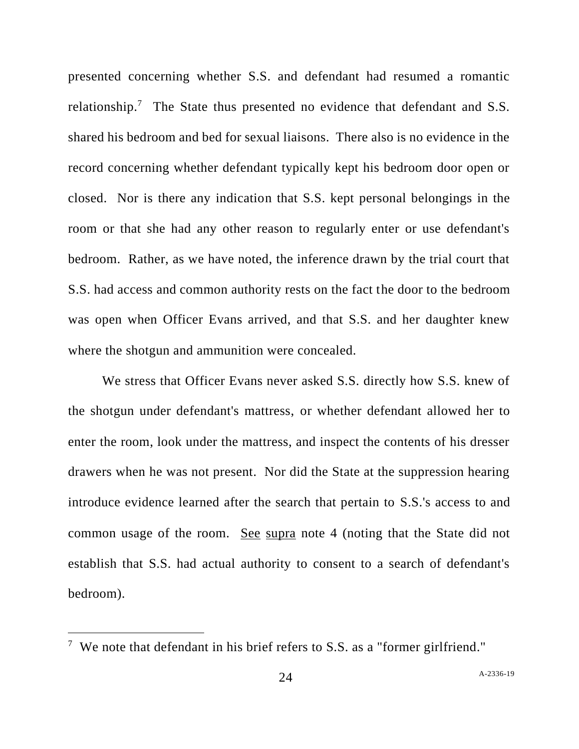presented concerning whether S.S. and defendant had resumed a romantic relationship.[7] The State thus presented no evidence that defendant and S.S. shared his bedroom and bed for sexual liaisons. There also is no evidence in the record concerning whether defendant typically kept his bedroom door open or closed. Nor is there any indication that S.S. kept personal belongings in the room or that she had any other reason to regularly enter or use defendant's bedroom. Rather, as we have noted, the inference drawn by the trial court that S.S. had access and common authority rests on the fact the door to the bedroom was open when Officer Evans arrived, and that S.S. and her daughter knew where the shotgun and ammunition were concealed.

We stress that Officer Evans never asked S.S. directly how S.S. knew of the shotgun under defendant's mattress, or whether defendant allowed her to enter the room, look under the mattress, and inspect the contents of his dresser drawers when he was not present. Nor did the State at the suppression hearing introduce evidence learned after the search that pertain to S.S.'s access to and common usage of the room. See supra note 4 (noting that the State did not establish that S.S. had actual authority to consent to a search of defendant's bedroom).

[7] We note that defendant in his brief refers to S.S. as a "former girlfriend."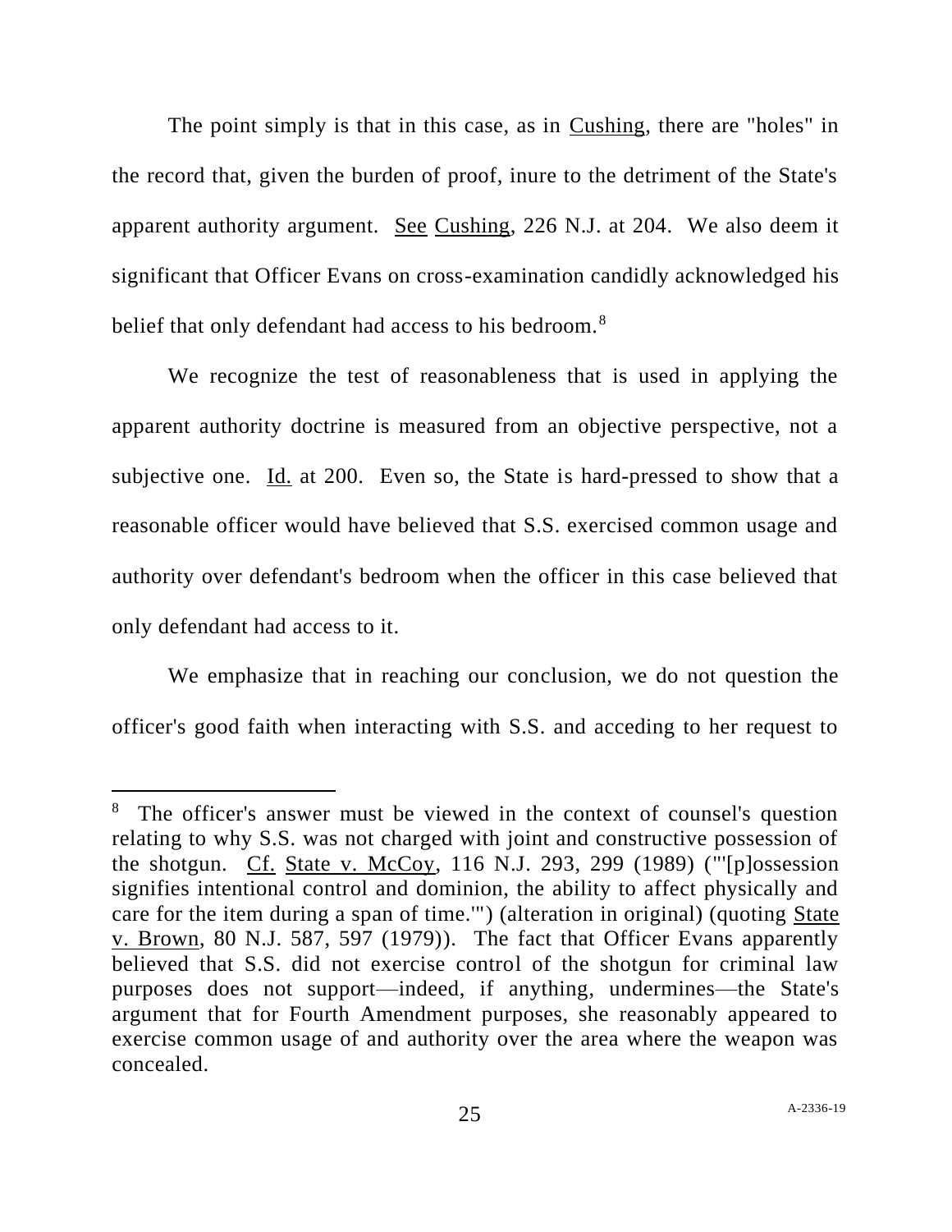The point simply is that in this case, as in Cushing, there are "holes" in the record that, given the burden of proof, inure to the detriment of the State's apparent authority argument. See Cushing, 226 N.J. at 204. We also deem it significant that Officer Evans on cross-examination candidly acknowledged his belief that only defendant had access to his bedroom.[8]

We recognize the test of reasonableness that is used in applying the apparent authority doctrine is measured from an objective perspective, not a subjective one. Id. at 200. Even so, the State is hard-pressed to show that a reasonable officer would have believed that S.S. exercised common usage and authority over defendant's bedroom when the officer in this case believed that only defendant had access to it.

We emphasize that in reaching our conclusion, we do not question the officer's good faith when interacting with S.S. and acceding to her request to

---

[8] The officer's answer must be viewed in the context of counsel's question relating to why S.S. was not charged with joint and constructive possession of the shotgun. Cf. State v. McCoy, 116 N.J. 293, 299 (1989) ("'[p]ossession signifies intentional control and dominion, the ability to affect physically and care for the item during a span of time.'") (alteration in original) (quoting State v. Brown, 80 N.J. 587, 597 (1979)). The fact that Officer Evans apparently believed that S.S. did not exercise control of the shotgun for criminal law purposes does not support—indeed, if anything, undermines—the State's argument that for Fourth Amendment purposes, she reasonably appeared to exercise common usage of and authority over the area where the weapon was concealed.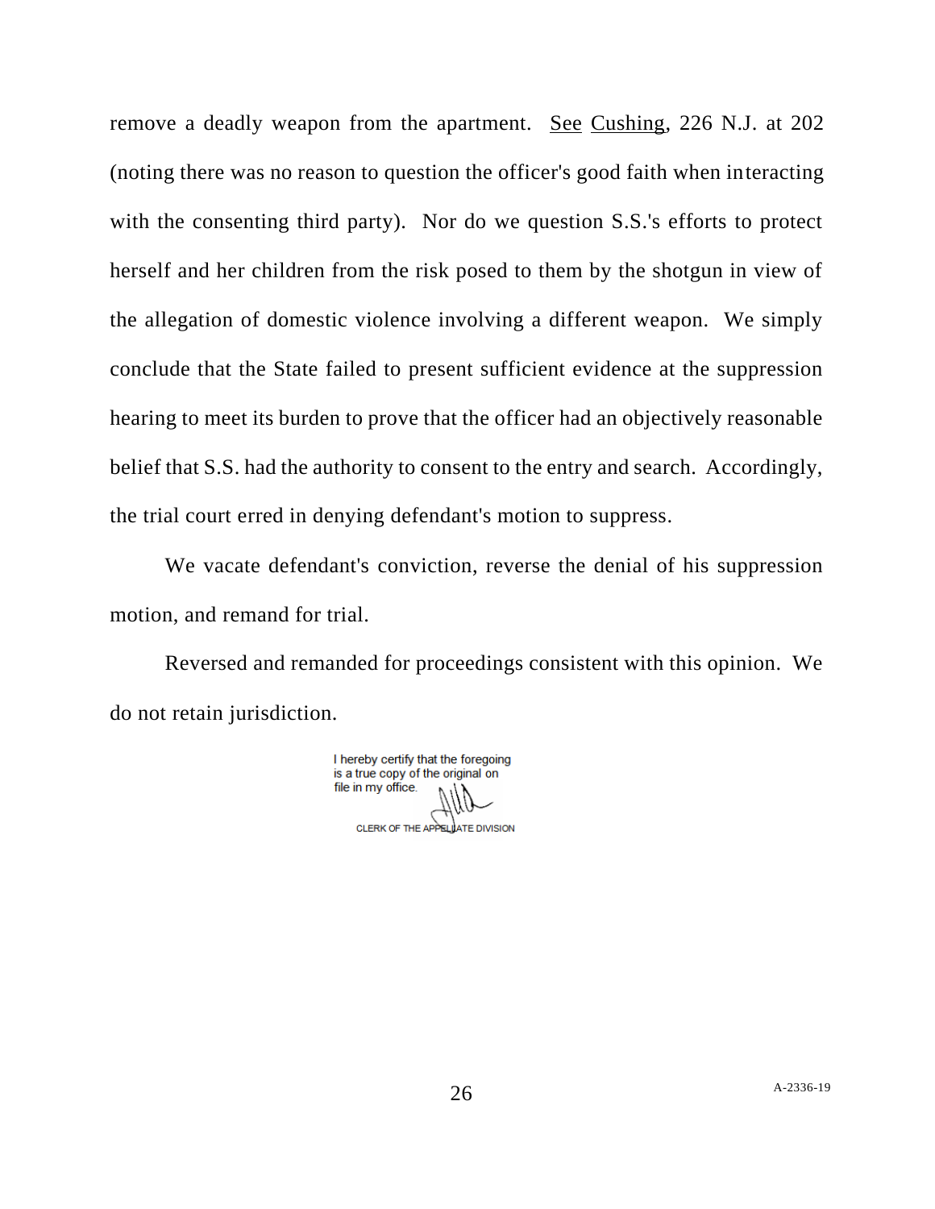remove a deadly weapon from the apartment. See Cushing, 226 N.J. at 202 (noting there was no reason to question the officer's good faith when interacting with the consenting third party). Nor do we question S.S.'s efforts to protect herself and her children from the risk posed to them by the shotgun in view of the allegation of domestic violence involving a different weapon. We simply conclude that the State failed to present sufficient evidence at the suppression hearing to meet its burden to prove that the officer had an objectively reasonable belief that S.S. had the authority to consent to the entry and search. Accordingly, the trial court erred in denying defendant's motion to suppress.

We vacate defendant's conviction, reverse the denial of his suppression motion, and remand for trial.

Reversed and remanded for proceedings consistent with this opinion. We do not retain jurisdiction.

I hereby certify that the foregoing is a true copy of the original on file in my office.

CLERK OF THE APPELLATE DIVISION